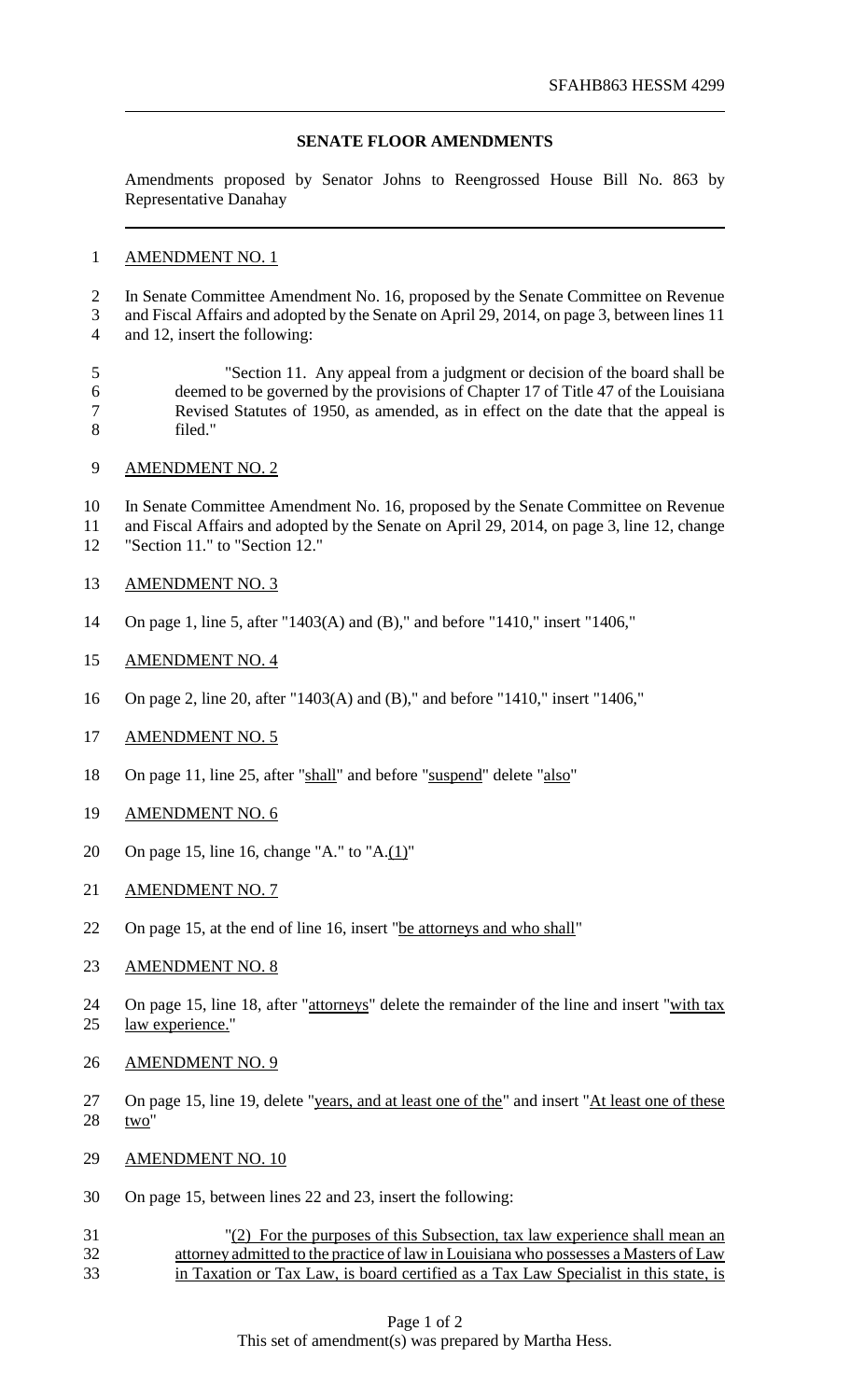SFAHB863 HESSM 4299

## SENATE FLOOR AMENDMENTS

Amendments proposed by Senator Johns to Reengrossed House Bill No. 863 by Representative Danahay

AMENDMENT NO. 1

In Senate Committee Amendment No. 16, proposed by the Senate Committee on Revenue and Fiscal Affairs and adopted by the Senate on April 29, 2014, on page 3, between lines 11 and 12, insert the following:

"Section 11. Any appeal from a judgment or decision of the board shall be deemed to be governed by the provisions of Chapter 17 of Title 47 of the Louisiana Revised Statutes of 1950, as amended, as in effect on the date that the appeal is filed."

AMENDMENT NO. 2

In Senate Committee Amendment No. 16, proposed by the Senate Committee on Revenue and Fiscal Affairs and adopted by the Senate on April 29, 2014, on page 3, line 12, change "Section 11." to "Section 12."

AMENDMENT NO. 3

On page 1, line 5, after "1403(A) and (B)," and before "1410," insert "1406,"

AMENDMENT NO. 4

On page 2, line 20, after "1403(A) and (B)," and before "1410," insert "1406,"

AMENDMENT NO. 5

On page 11, line 25, after "shall" and before "suspend" delete "also"

AMENDMENT NO. 6

On page 15, line 16, change "A." to "A.(1)"

AMENDMENT NO. 7

On page 15, at the end of line 16, insert "be attorneys and who shall"

AMENDMENT NO. 8

On page 15, line 18, after "attorneys" delete the remainder of the line and insert "with tax law experience."

AMENDMENT NO. 9

On page 15, line 19, delete "years, and at least one of the" and insert "At least one of these two"

AMENDMENT NO. 10

On page 15, between lines 22 and 23, insert the following:

"(2) For the purposes of this Subsection, tax law experience shall mean an attorney admitted to the practice of law in Louisiana who possesses a Masters of Law in Taxation or Tax Law, is board certified as a Tax Law Specialist in this state, is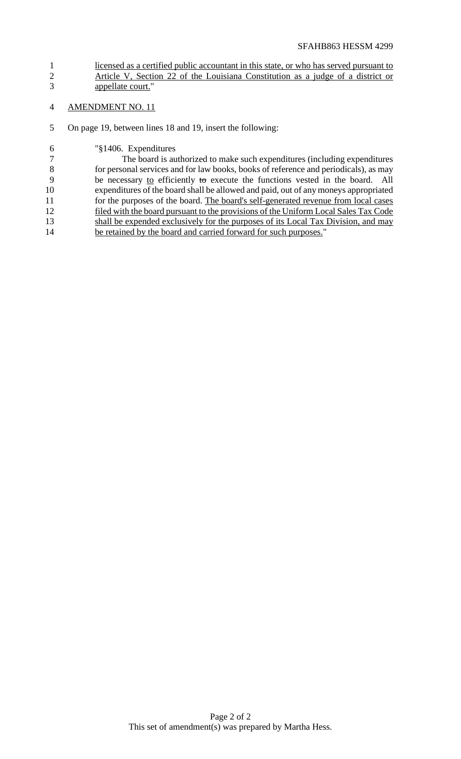licensed as a certified public accountant in this state, or who has served pursuant to Article V, Section 22 of the Louisiana Constitution as a judge of a district or appellate court."

AMENDMENT NO. 11

On page 19, between lines 18 and 19, insert the following:

"§1406. Expenditures

The board is authorized to make such expenditures (including expenditures for personal services and for law books, books of reference and periodicals), as may be necessary to efficiently ~~to~~ execute the functions vested in the board. All expenditures of the board shall be allowed and paid, out of any moneys appropriated for the purposes of the board. The board's self-generated revenue from local cases filed with the board pursuant to the provisions of the Uniform Local Sales Tax Code shall be expended exclusively for the purposes of its Local Tax Division, and may be retained by the board and carried forward for such purposes."

This set of amendment(s) was prepared by Martha Hess.